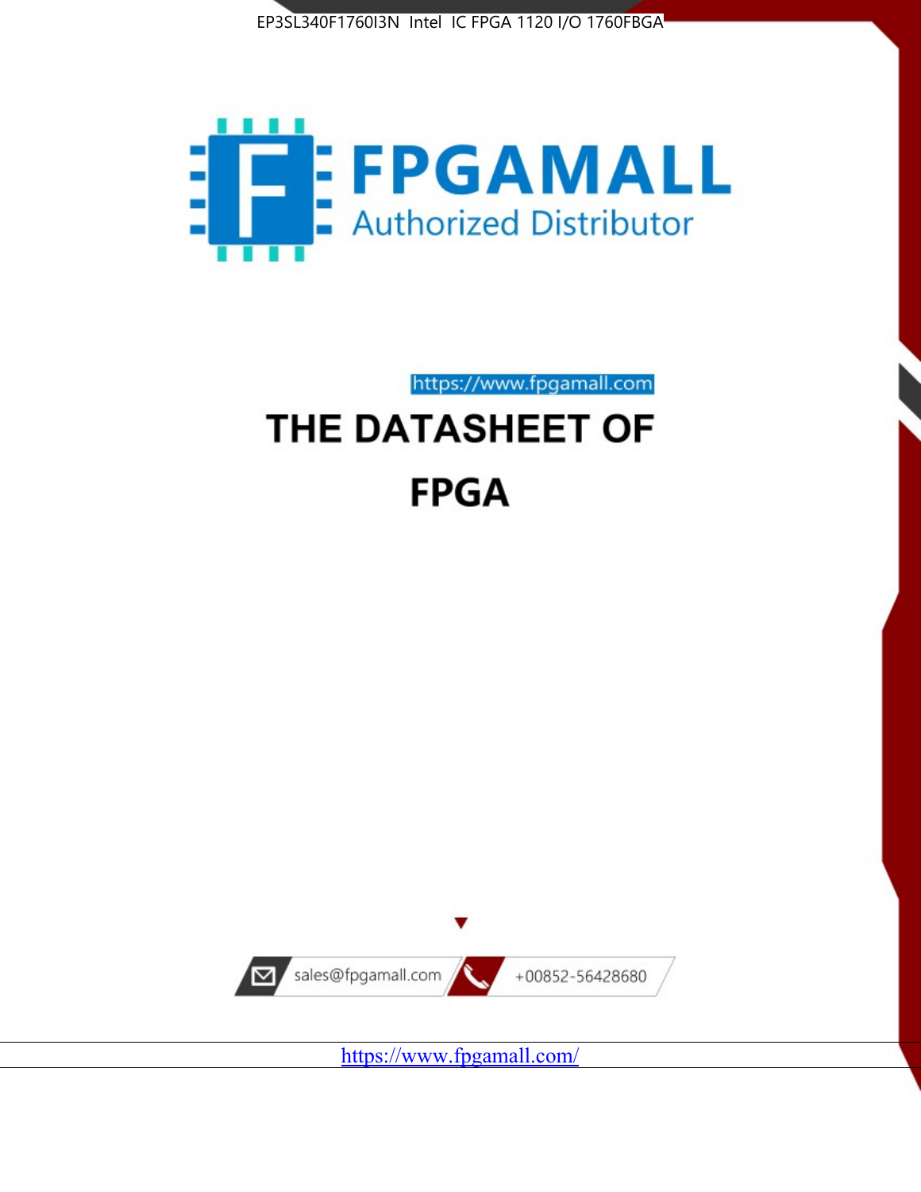EP3SL340F1760I3N Intel IC FPGA 1120 I/O 1760FBGA

FPGAMALL

Authorized Distributor

https://www.fpgamall.com

# THE DATASHEET OF

# FPGA

sales@fpgamall.com

+00852-56428680

https://www.fpgamall.com/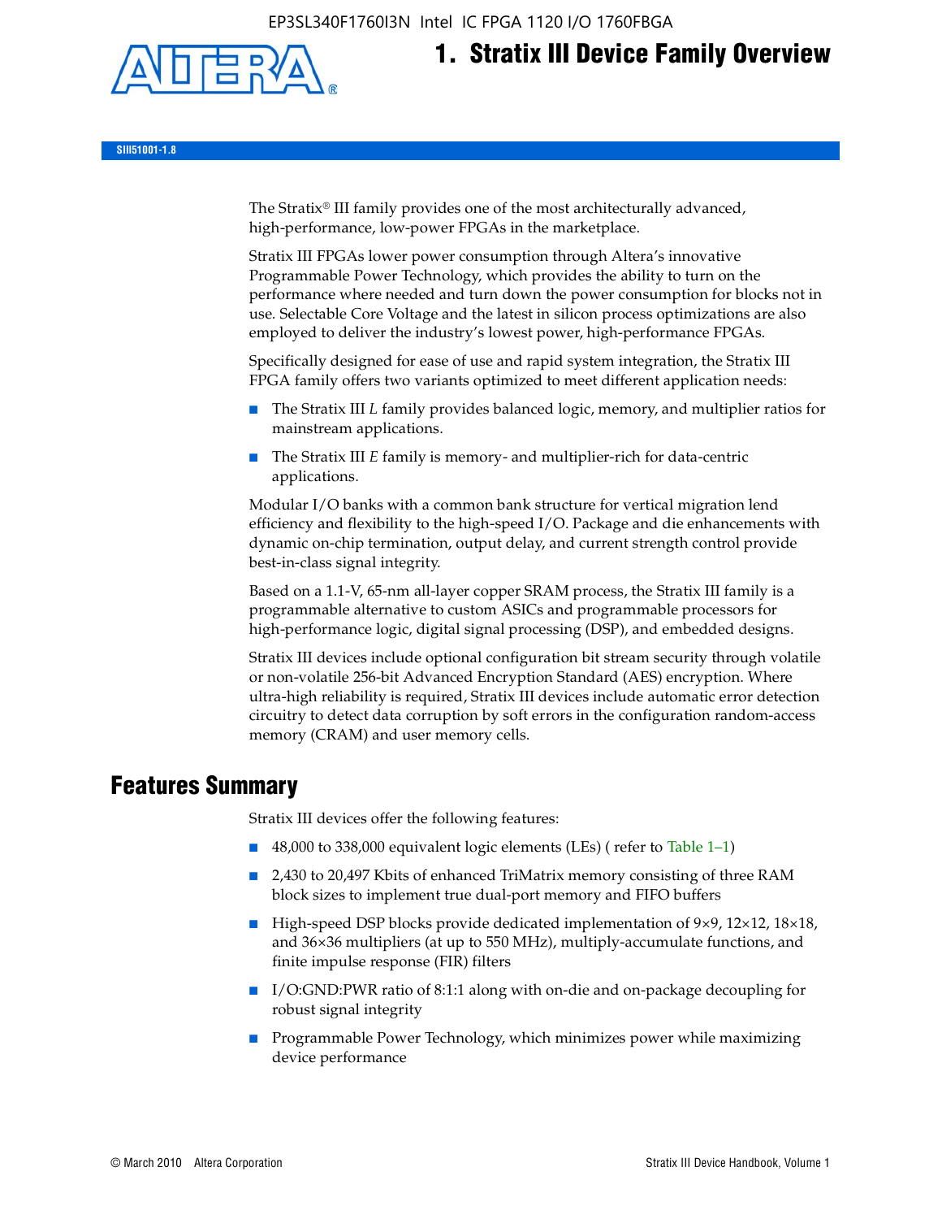# 1. Stratix III Device Family Overview

SIII51001-1.8

The Stratix® III family provides one of the most architecturally advanced, high-performance, low-power FPGAs in the marketplace.

Stratix III FPGAs lower power consumption through Altera's innovative Programmable Power Technology, which provides the ability to turn on the performance where needed and turn down the power consumption for blocks not in use. Selectable Core Voltage and the latest in silicon process optimizations are also employed to deliver the industry's lowest power, high-performance FPGAs.

Specifically designed for ease of use and rapid system integration, the Stratix III FPGA family offers two variants optimized to meet different application needs:

- The Stratix III *L* family provides balanced logic, memory, and multiplier ratios for mainstream applications.
- The Stratix III *E* family is memory- and multiplier-rich for data-centric applications.

Modular I/O banks with a common bank structure for vertical migration lend efficiency and flexibility to the high-speed I/O. Package and die enhancements with dynamic on-chip termination, output delay, and current strength control provide best-in-class signal integrity.

Based on a 1.1-V, 65-nm all-layer copper SRAM process, the Stratix III family is a programmable alternative to custom ASICs and programmable processors for high-performance logic, digital signal processing (DSP), and embedded designs.

Stratix III devices include optional configuration bit stream security through volatile or non-volatile 256-bit Advanced Encryption Standard (AES) encryption. Where ultra-high reliability is required, Stratix III devices include automatic error detection circuitry to detect data corruption by soft errors in the configuration random-access memory (CRAM) and user memory cells.

## Features Summary

Stratix III devices offer the following features:

- 48,000 to 338,000 equivalent logic elements (LEs) ( refer to Table 1–1)
- 2,430 to 20,497 Kbits of enhanced TriMatrix memory consisting of three RAM block sizes to implement true dual-port memory and FIFO buffers
- High-speed DSP blocks provide dedicated implementation of 9×9, 12×12, 18×18, and 36×36 multipliers (at up to 550 MHz), multiply-accumulate functions, and finite impulse response (FIR) filters
- I/O:GND:PWR ratio of 8:1:1 along with on-die and on-package decoupling for robust signal integrity
- Programmable Power Technology, which minimizes power while maximizing device performance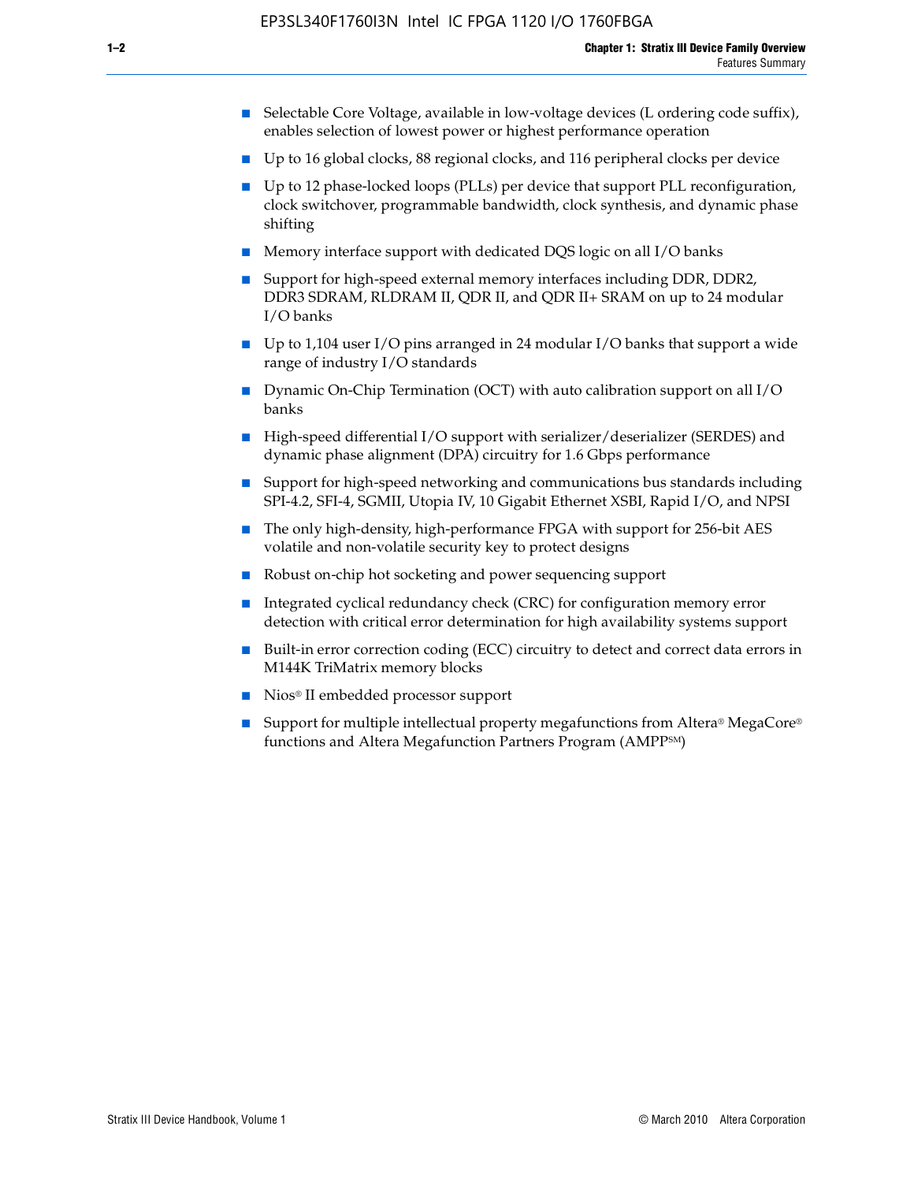- Selectable Core Voltage, available in low-voltage devices (L ordering code suffix), enables selection of lowest power or highest performance operation
- Up to 16 global clocks, 88 regional clocks, and 116 peripheral clocks per device
- Up to 12 phase-locked loops (PLLs) per device that support PLL reconfiguration, clock switchover, programmable bandwidth, clock synthesis, and dynamic phase shifting
- Memory interface support with dedicated DQS logic on all I/O banks
- Support for high-speed external memory interfaces including DDR, DDR2, DDR3 SDRAM, RLDRAM II, QDR II, and QDR II+ SRAM on up to 24 modular I/O banks
- Up to 1,104 user I/O pins arranged in 24 modular I/O banks that support a wide range of industry I/O standards
- Dynamic On-Chip Termination (OCT) with auto calibration support on all I/O banks
- High-speed differential I/O support with serializer/deserializer (SERDES) and dynamic phase alignment (DPA) circuitry for 1.6 Gbps performance
- Support for high-speed networking and communications bus standards including SPI-4.2, SFI-4, SGMII, Utopia IV, 10 Gigabit Ethernet XSBI, Rapid I/O, and NPSI
- The only high-density, high-performance FPGA with support for 256-bit AES volatile and non-volatile security key to protect designs
- Robust on-chip hot socketing and power sequencing support
- Integrated cyclical redundancy check (CRC) for configuration memory error detection with critical error determination for high availability systems support
- Built-in error correction coding (ECC) circuitry to detect and correct data errors in M144K TriMatrix memory blocks
- Nios® II embedded processor support
- Support for multiple intellectual property megafunctions from Altera® MegaCore® functions and Altera Megafunction Partners Program (AMPP℠)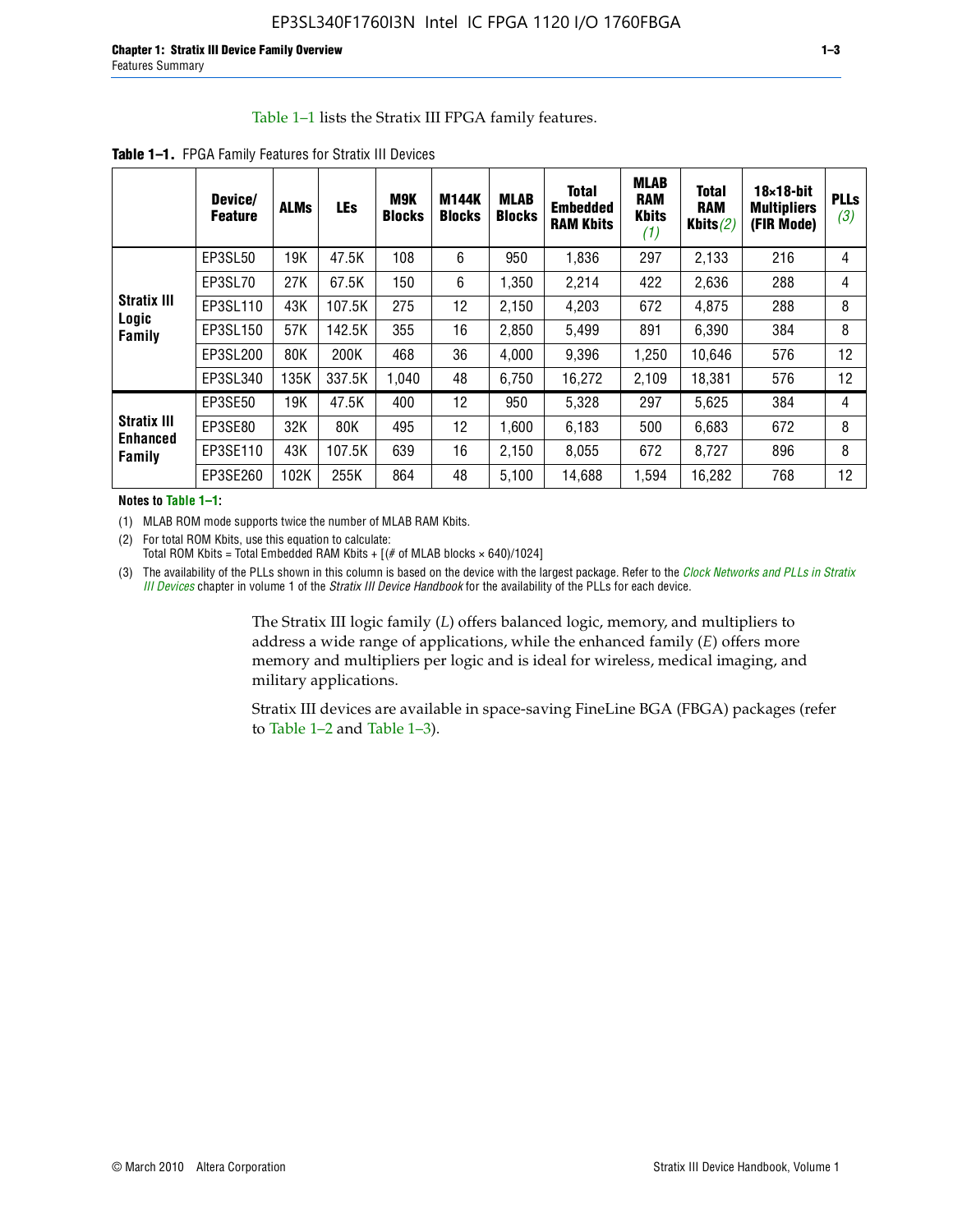Table 1–1 lists the Stratix III FPGA family features.

**Table 1–1.** FPGA Family Features for Stratix III Devices

| | Device/ Feature | ALMs | LEs | M9K Blocks | M144K Blocks | MLAB Blocks | Total Embedded RAM Kbits | MLAB RAM Kbits (1) | Total RAM Kbits (2) | 18×18-bit Multipliers (FIR Mode) | PLLs (3) |
|---|---|---|---|---|---|---|---|---|---|---|---|
| Stratix III Logic Family | EP3SL50 | 19K | 47.5K | 108 | 6 | 950 | 1,836 | 297 | 2,133 | 216 | 4 |
| | EP3SL70 | 27K | 67.5K | 150 | 6 | 1,350 | 2,214 | 422 | 2,636 | 288 | 4 |
| | EP3SL110 | 43K | 107.5K | 275 | 12 | 2,150 | 4,203 | 672 | 4,875 | 288 | 8 |
| | EP3SL150 | 57K | 142.5K | 355 | 16 | 2,850 | 5,499 | 891 | 6,390 | 384 | 8 |
| | EP3SL200 | 80K | 200K | 468 | 36 | 4,000 | 9,396 | 1,250 | 10,646 | 576 | 12 |
| | EP3SL340 | 135K | 337.5K | 1,040 | 48 | 6,750 | 16,272 | 2,109 | 18,381 | 576 | 12 |
| Stratix III Enhanced Family | EP3SE50 | 19K | 47.5K | 400 | 12 | 950 | 5,328 | 297 | 5,625 | 384 | 4 |
| | EP3SE80 | 32K | 80K | 495 | 12 | 1,600 | 6,183 | 500 | 6,683 | 672 | 8 |
| | EP3SE110 | 43K | 107.5K | 639 | 16 | 2,150 | 8,055 | 672 | 8,727 | 896 | 8 |
| | EP3SE260 | 102K | 255K | 864 | 48 | 5,100 | 14,688 | 1,594 | 16,282 | 768 | 12 |

**Notes to Table 1–1:**

(1) MLAB ROM mode supports twice the number of MLAB RAM Kbits.

(2) For total ROM Kbits, use this equation to calculate:
Total ROM Kbits = Total Embedded RAM Kbits + [(# of MLAB blocks × 640)/1024]

(3) The availability of the PLLs shown in this column is based on the device with the largest package. Refer to the *Clock Networks and PLLs in Stratix III Devices* chapter in volume 1 of the *Stratix III Device Handbook* for the availability of the PLLs for each device.

The Stratix III logic family (*L*) offers balanced logic, memory, and multipliers to address a wide range of applications, while the enhanced family (*E*) offers more memory and multipliers per logic and is ideal for wireless, medical imaging, and military applications.

Stratix III devices are available in space-saving FineLine BGA (FBGA) packages (refer to Table 1–2 and Table 1–3).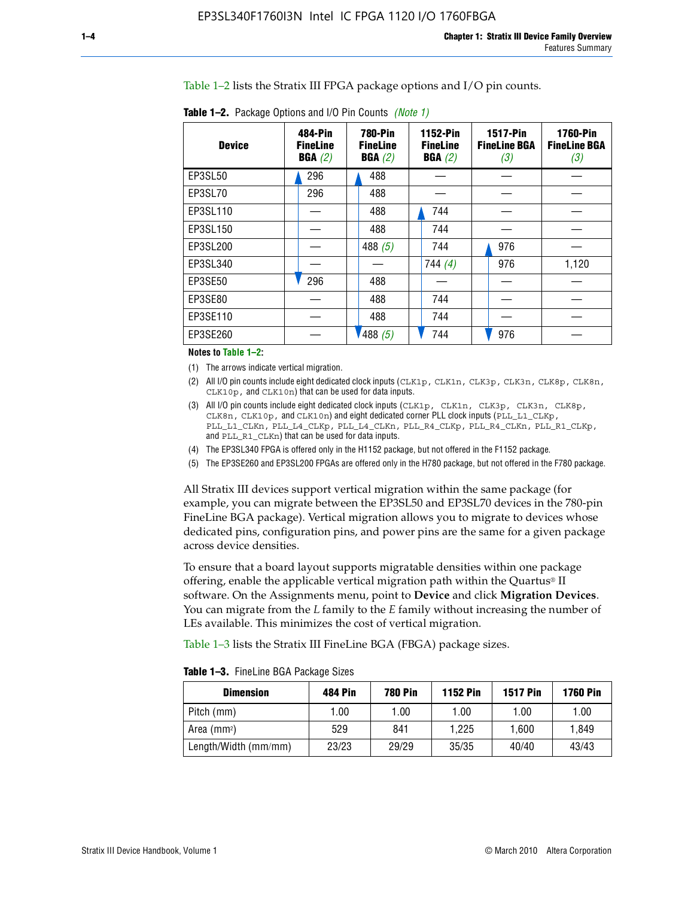Table 1–2 lists the Stratix III FPGA package options and I/O pin counts.

**Table 1–2.** Package Options and I/O Pin Counts *(Note 1)*

| Device | 484-Pin FineLine BGA *(2)* | 780-Pin FineLine BGA *(2)* | 1152-Pin FineLine BGA *(2)* | 1517-Pin FineLine BGA *(3)* | 1760-Pin FineLine BGA *(3)* |
|---|---|---|---|---|---|
| EP3SL50 | 296 | 488 | — | — | — |
| EP3SL70 | 296 | 488 | — | — | — |
| EP3SL110 | — | 488 | 744 | — | — |
| EP3SL150 | — | 488 | 744 | — | — |
| EP3SL200 | — | 488 *(5)* | 744 | 976 | — |
| EP3SL340 | — | — | 744 *(4)* | 976 | 1,120 |
| EP3SE50 | 296 | 488 | — | — | — |
| EP3SE80 | — | 488 | 744 | — | — |
| EP3SE110 | — | 488 | 744 | — | — |
| EP3SE260 | — | 488 *(5)* | 744 | 976 | — |

**Notes to Table 1–2:**

(1) The arrows indicate vertical migration.

(2) All I/O pin counts include eight dedicated clock inputs (`CLK1p`, `CLK1n`, `CLK3p`, `CLK3n`, `CLK8p`, `CLK8n`, `CLK10p`, and `CLK10n`) that can be used for data inputs.

(3) All I/O pin counts include eight dedicated clock inputs (`CLK1p`, `CLK1n`, `CLK3p`, `CLK3n`, `CLK8p`, `CLK8n`, `CLK10p`, and `CLK10n`) and eight dedicated corner PLL clock inputs (`PLL_L1_CLKp`, `PLL_L1_CLKn`, `PLL_L4_CLKp`, `PLL_L4_CLKn`, `PLL_R4_CLKp`, `PLL_R4_CLKn`, `PLL_R1_CLKp`, and `PLL_R1_CLKn`) that can be used for data inputs.

(4) The EP3SL340 FPGA is offered only in the H1152 package, but not offered in the F1152 package.

(5) The EP3SE260 and EP3SL200 FPGAs are offered only in the H780 package, but not offered in the F780 package.

All Stratix III devices support vertical migration within the same package (for example, you can migrate between the EP3SL50 and EP3SL70 devices in the 780-pin FineLine BGA package). Vertical migration allows you to migrate to devices whose dedicated pins, configuration pins, and power pins are the same for a given package across device densities.

To ensure that a board layout supports migratable densities within one package offering, enable the applicable vertical migration path within the Quartus® II software. On the Assignments menu, point to **Device** and click **Migration Devices**. You can migrate from the *L* family to the *E* family without increasing the number of LEs available. This minimizes the cost of vertical migration.

Table 1–3 lists the Stratix III FineLine BGA (FBGA) package sizes.

**Table 1–3.** FineLine BGA Package Sizes

| Dimension | 484 Pin | 780 Pin | 1152 Pin | 1517 Pin | 1760 Pin |
|---|---|---|---|---|---|
| Pitch (mm) | 1.00 | 1.00 | 1.00 | 1.00 | 1.00 |
| Area (mm$^2$) | 529 | 841 | 1,225 | 1,600 | 1,849 |
| Length/Width (mm/mm) | 23/23 | 29/29 | 35/35 | 40/40 | 43/43 |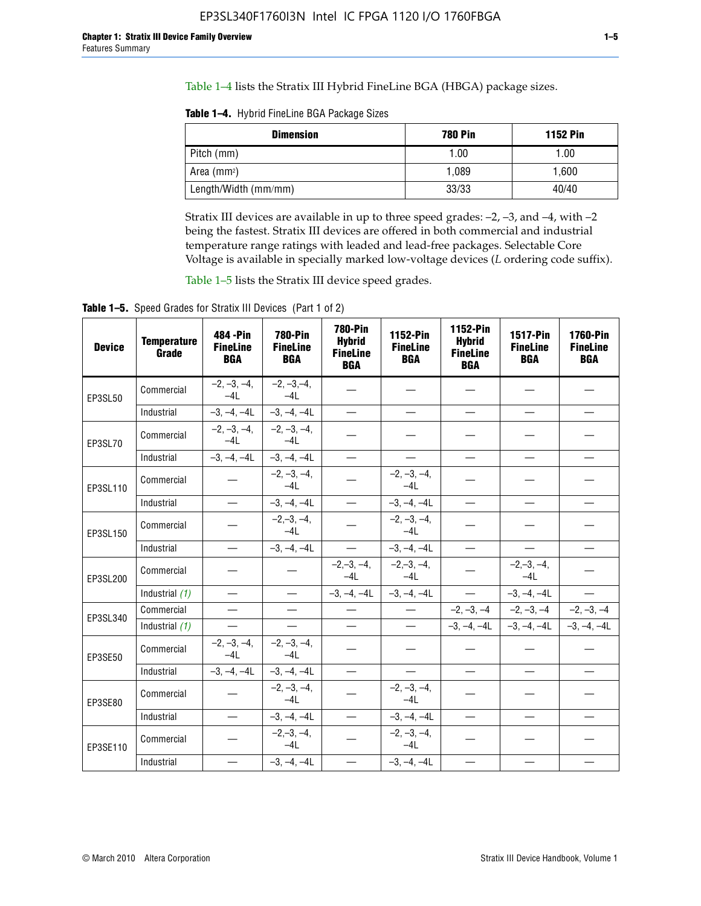Table 1–4 lists the Stratix III Hybrid FineLine BGA (HBGA) package sizes.

**Table 1–4.** Hybrid FineLine BGA Package Sizes

| Dimension | 780 Pin | 1152 Pin |
|---|---|---|
| Pitch (mm) | 1.00 | 1.00 |
| Area ($mm^2$) | 1,089 | 1,600 |
| Length/Width (mm/mm) | 33/33 | 40/40 |

Stratix III devices are available in up to three speed grades: –2, –3, and –4, with –2 being the fastest. Stratix III devices are offered in both commercial and industrial temperature range ratings with leaded and lead-free packages. Selectable Core Voltage is available in specially marked low-voltage devices (*L* ordering code suffix).

Table 1–5 lists the Stratix III device speed grades.

**Table 1–5.** Speed Grades for Stratix III Devices (Part 1 of 2)

| Device | Temperature Grade | 484 -Pin FineLine BGA | 780-Pin FineLine BGA | 780-Pin Hybrid FineLine BGA | 1152-Pin FineLine BGA | 1152-Pin Hybrid FineLine BGA | 1517-Pin FineLine BGA | 1760-Pin FineLine BGA |
|---|---|---|---|---|---|---|---|---|
| EP3SL50 | Commercial | –2, –3, –4, –4L | –2, –3,–4, –4L | — | — | — | — | — |
| | Industrial | –3, –4, –4L | –3, –4, –4L | — | — | — | — | — |
| EP3SL70 | Commercial | –2, –3, –4, –4L | –2, –3, –4, –4L | — | — | — | — | — |
| | Industrial | –3, –4, –4L | –3, –4, –4L | — | — | — | — | — |
| EP3SL110 | Commercial | — | –2, –3, –4, –4L | — | –2, –3, –4, –4L | — | — | — |
| | Industrial | — | –3, –4, –4L | — | –3, –4, –4L | — | — | — |
| EP3SL150 | Commercial | — | –2,–3, –4, –4L | — | –2, –3, –4, –4L | — | — | — |
| | Industrial | — | –3, –4, –4L | — | –3, –4, –4L | — | — | — |
| EP3SL200 | Commercial | — | — | –2,–3, –4, –4L | –2,–3, –4, –4L | — | –2,–3, –4, –4L | — |
| | Industrial *(1)* | — | — | –3, –4, –4L | –3, –4, –4L | — | –3, –4, –4L | — |
| EP3SL340 | Commercial | — | — | — | — | –2, –3, –4 | –2, –3, –4 | –2, –3, –4 |
| | Industrial *(1)* | — | — | — | — | –3, –4, –4L | –3, –4, –4L | –3, –4, –4L |
| EP3SE50 | Commercial | –2, –3, –4, –4L | –2, –3, –4, –4L | — | — | — | — | — |
| | Industrial | –3, –4, –4L | –3, –4, –4L | — | — | — | — | — |
| EP3SE80 | Commercial | — | –2, –3, –4, –4L | — | –2, –3, –4, –4L | — | — | — |
| | Industrial | — | –3, –4, –4L | — | –3, –4, –4L | — | — | — |
| EP3SE110 | Commercial | — | –2,–3, –4, –4L | — | –2, –3, –4, –4L | — | — | — |
| | Industrial | — | –3, –4, –4L | — | –3, –4, –4L | — | — | — |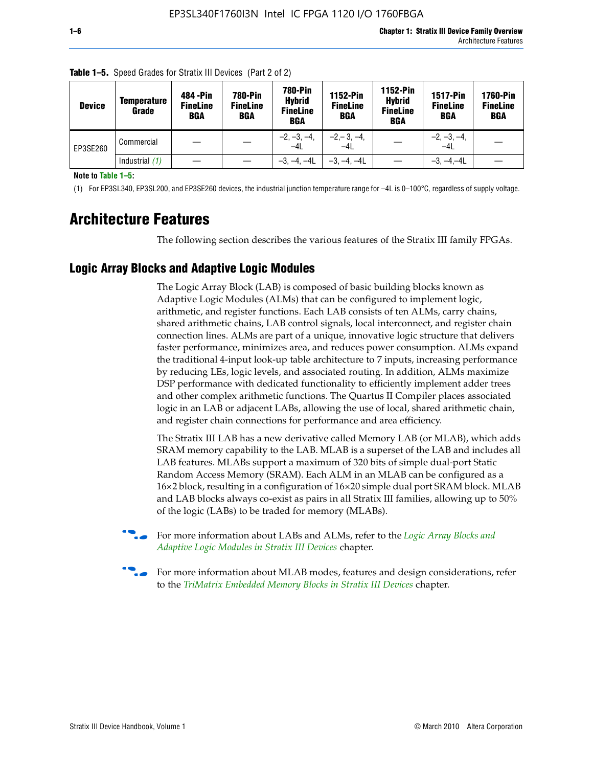**Table 1–5.** Speed Grades for Stratix III Devices (Part 2 of 2)

| Device | Temperature Grade | 484 -Pin FineLine BGA | 780-Pin FineLine BGA | 780-Pin Hybrid FineLine BGA | 1152-Pin FineLine BGA | 1152-Pin Hybrid FineLine BGA | 1517-Pin FineLine BGA | 1760-Pin FineLine BGA |
|---|---|---|---|---|---|---|---|---|
| EP3SE260 | Commercial | — | — | –2, –3, –4, –4L | –2,– 3, –4, –4L | — | –2, –3, –4, –4L | — |
| | Industrial *(1)* | — | — | –3, –4, –4L | –3, –4, –4L | — | –3, –4,–4L | — |

**Note to Table 1–5:**

(1) For EP3SL340, EP3SL200, and EP3SE260 devices, the industrial junction temperature range for –4L is 0–100°C, regardless of supply voltage.

# Architecture Features

The following section describes the various features of the Stratix III family FPGAs.

## Logic Array Blocks and Adaptive Logic Modules

The Logic Array Block (LAB) is composed of basic building blocks known as Adaptive Logic Modules (ALMs) that can be configured to implement logic, arithmetic, and register functions. Each LAB consists of ten ALMs, carry chains, shared arithmetic chains, LAB control signals, local interconnect, and register chain connection lines. ALMs are part of a unique, innovative logic structure that delivers faster performance, minimizes area, and reduces power consumption. ALMs expand the traditional 4-input look-up table architecture to 7 inputs, increasing performance by reducing LEs, logic levels, and associated routing. In addition, ALMs maximize DSP performance with dedicated functionality to efficiently implement adder trees and other complex arithmetic functions. The Quartus II Compiler places associated logic in an LAB or adjacent LABs, allowing the use of local, shared arithmetic chain, and register chain connections for performance and area efficiency.

The Stratix III LAB has a new derivative called Memory LAB (or MLAB), which adds SRAM memory capability to the LAB. MLAB is a superset of the LAB and includes all LAB features. MLABs support a maximum of 320 bits of simple dual-port Static Random Access Memory (SRAM). Each ALM in an MLAB can be configured as a 16×2 block, resulting in a configuration of 16×20 simple dual port SRAM block. MLAB and LAB blocks always co-exist as pairs in all Stratix III families, allowing up to 50% of the logic (LABs) to be traded for memory (MLABs).

For more information about LABs and ALMs, refer to the *Logic Array Blocks and Adaptive Logic Modules in Stratix III Devices* chapter.

For more information about MLAB modes, features and design considerations, refer to the *TriMatrix Embedded Memory Blocks in Stratix III Devices* chapter.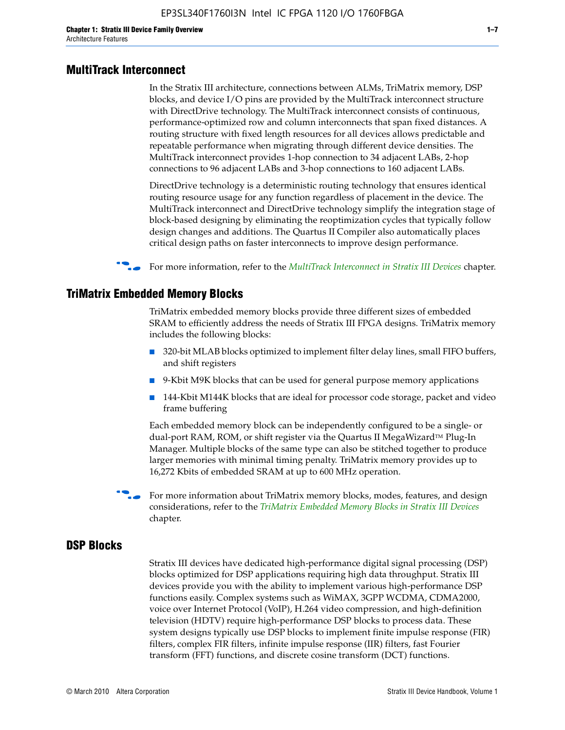## MultiTrack Interconnect

In the Stratix III architecture, connections between ALMs, TriMatrix memory, DSP blocks, and device I/O pins are provided by the MultiTrack interconnect structure with DirectDrive technology. The MultiTrack interconnect consists of continuous, performance-optimized row and column interconnects that span fixed distances. A routing structure with fixed length resources for all devices allows predictable and repeatable performance when migrating through different device densities. The MultiTrack interconnect provides 1-hop connection to 34 adjacent LABs, 2-hop connections to 96 adjacent LABs and 3-hop connections to 160 adjacent LABs.

DirectDrive technology is a deterministic routing technology that ensures identical routing resource usage for any function regardless of placement in the device. The MultiTrack interconnect and DirectDrive technology simplify the integration stage of block-based designing by eliminating the reoptimization cycles that typically follow design changes and additions. The Quartus II Compiler also automatically places critical design paths on faster interconnects to improve design performance.

For more information, refer to the *MultiTrack Interconnect in Stratix III Devices* chapter.

## TriMatrix Embedded Memory Blocks

TriMatrix embedded memory blocks provide three different sizes of embedded SRAM to efficiently address the needs of Stratix III FPGA designs. TriMatrix memory includes the following blocks:

- 320-bit MLAB blocks optimized to implement filter delay lines, small FIFO buffers, and shift registers
- 9-Kbit M9K blocks that can be used for general purpose memory applications
- 144-Kbit M144K blocks that are ideal for processor code storage, packet and video frame buffering

Each embedded memory block can be independently configured to be a single- or dual-port RAM, ROM, or shift register via the Quartus II MegaWizard™ Plug-In Manager. Multiple blocks of the same type can also be stitched together to produce larger memories with minimal timing penalty. TriMatrix memory provides up to 16,272 Kbits of embedded SRAM at up to 600 MHz operation.

For more information about TriMatrix memory blocks, modes, features, and design considerations, refer to the *TriMatrix Embedded Memory Blocks in Stratix III Devices* chapter.

## DSP Blocks

Stratix III devices have dedicated high-performance digital signal processing (DSP) blocks optimized for DSP applications requiring high data throughput. Stratix III devices provide you with the ability to implement various high-performance DSP functions easily. Complex systems such as WiMAX, 3GPP WCDMA, CDMA2000, voice over Internet Protocol (VoIP), H.264 video compression, and high-definition television (HDTV) require high-performance DSP blocks to process data. These system designs typically use DSP blocks to implement finite impulse response (FIR) filters, complex FIR filters, infinite impulse response (IIR) filters, fast Fourier transform (FFT) functions, and discrete cosine transform (DCT) functions.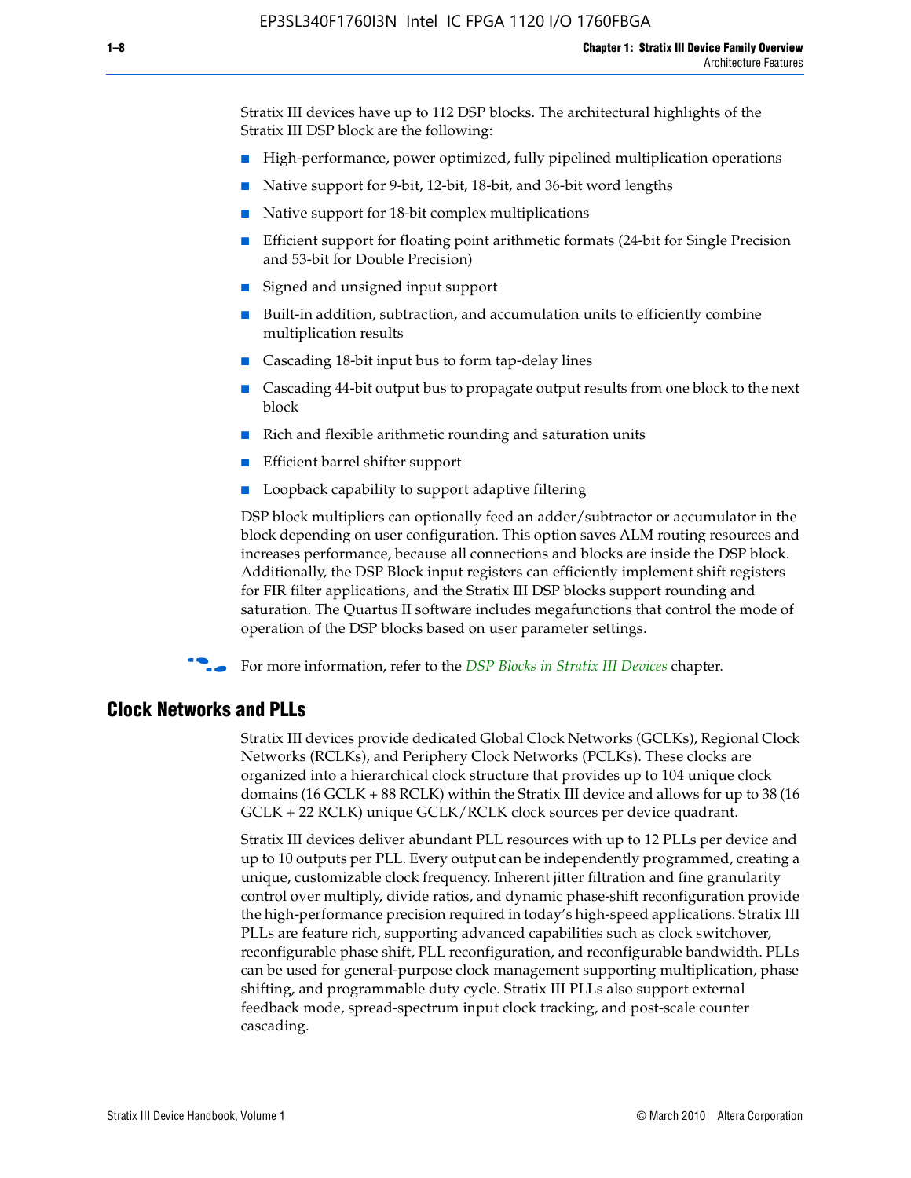Stratix III devices have up to 112 DSP blocks. The architectural highlights of the Stratix III DSP block are the following:

- High-performance, power optimized, fully pipelined multiplication operations
- Native support for 9-bit, 12-bit, 18-bit, and 36-bit word lengths
- Native support for 18-bit complex multiplications
- Efficient support for floating point arithmetic formats (24-bit for Single Precision and 53-bit for Double Precision)
- Signed and unsigned input support
- Built-in addition, subtraction, and accumulation units to efficiently combine multiplication results
- Cascading 18-bit input bus to form tap-delay lines
- Cascading 44-bit output bus to propagate output results from one block to the next block
- Rich and flexible arithmetic rounding and saturation units
- Efficient barrel shifter support
- Loopback capability to support adaptive filtering

DSP block multipliers can optionally feed an adder/subtractor or accumulator in the block depending on user configuration. This option saves ALM routing resources and increases performance, because all connections and blocks are inside the DSP block. Additionally, the DSP Block input registers can efficiently implement shift registers for FIR filter applications, and the Stratix III DSP blocks support rounding and saturation. The Quartus II software includes megafunctions that control the mode of operation of the DSP blocks based on user parameter settings.

For more information, refer to the *DSP Blocks in Stratix III Devices* chapter.

## Clock Networks and PLLs

Stratix III devices provide dedicated Global Clock Networks (GCLKs), Regional Clock Networks (RCLKs), and Periphery Clock Networks (PCLKs). These clocks are organized into a hierarchical clock structure that provides up to 104 unique clock domains (16 GCLK + 88 RCLK) within the Stratix III device and allows for up to 38 (16 GCLK + 22 RCLK) unique GCLK/RCLK clock sources per device quadrant.

Stratix III devices deliver abundant PLL resources with up to 12 PLLs per device and up to 10 outputs per PLL. Every output can be independently programmed, creating a unique, customizable clock frequency. Inherent jitter filtration and fine granularity control over multiply, divide ratios, and dynamic phase-shift reconfiguration provide the high-performance precision required in today's high-speed applications. Stratix III PLLs are feature rich, supporting advanced capabilities such as clock switchover, reconfigurable phase shift, PLL reconfiguration, and reconfigurable bandwidth. PLLs can be used for general-purpose clock management supporting multiplication, phase shifting, and programmable duty cycle. Stratix III PLLs also support external feedback mode, spread-spectrum input clock tracking, and post-scale counter cascading.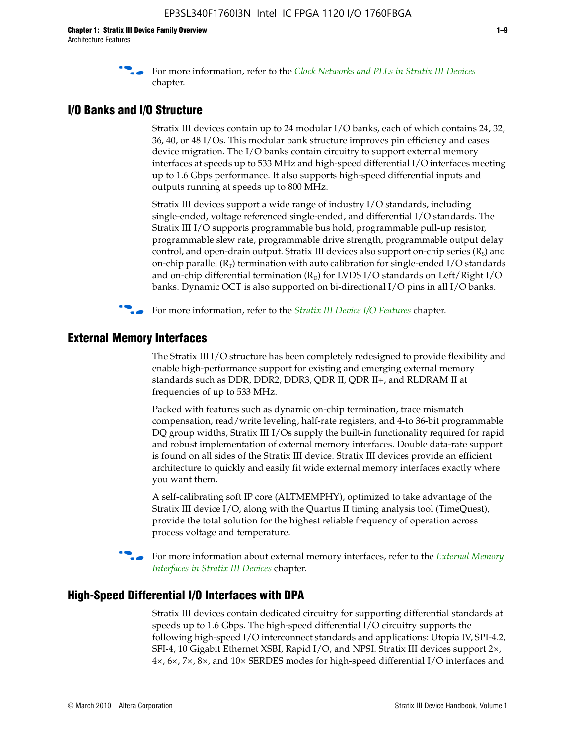For more information, refer to the *Clock Networks and PLLs in Stratix III Devices* chapter.

## I/O Banks and I/O Structure

Stratix III devices contain up to 24 modular I/O banks, each of which contains 24, 32, 36, 40, or 48 I/Os. This modular bank structure improves pin efficiency and eases device migration. The I/O banks contain circuitry to support external memory interfaces at speeds up to 533 MHz and high-speed differential I/O interfaces meeting up to 1.6 Gbps performance. It also supports high-speed differential inputs and outputs running at speeds up to 800 MHz.

Stratix III devices support a wide range of industry I/O standards, including single-ended, voltage referenced single-ended, and differential I/O standards. The Stratix III I/O supports programmable bus hold, programmable pull-up resistor, programmable slew rate, programmable drive strength, programmable output delay control, and open-drain output. Stratix III devices also support on-chip series ($R_S$) and on-chip parallel ($R_T$) termination with auto calibration for single-ended I/O standards and on-chip differential termination ($R_D$) for LVDS I/O standards on Left/Right I/O banks. Dynamic OCT is also supported on bi-directional I/O pins in all I/O banks.

For more information, refer to the *Stratix III Device I/O Features* chapter.

## External Memory Interfaces

The Stratix III I/O structure has been completely redesigned to provide flexibility and enable high-performance support for existing and emerging external memory standards such as DDR, DDR2, DDR3, QDR II, QDR II+, and RLDRAM II at frequencies of up to 533 MHz.

Packed with features such as dynamic on-chip termination, trace mismatch compensation, read/write leveling, half-rate registers, and 4-to 36-bit programmable DQ group widths, Stratix III I/Os supply the built-in functionality required for rapid and robust implementation of external memory interfaces. Double data-rate support is found on all sides of the Stratix III device. Stratix III devices provide an efficient architecture to quickly and easily fit wide external memory interfaces exactly where you want them.

A self-calibrating soft IP core (ALTMEMPHY), optimized to take advantage of the Stratix III device I/O, along with the Quartus II timing analysis tool (TimeQuest), provide the total solution for the highest reliable frequency of operation across process voltage and temperature.

For more information about external memory interfaces, refer to the *External Memory Interfaces in Stratix III Devices* chapter.

## High-Speed Differential I/O Interfaces with DPA

Stratix III devices contain dedicated circuitry for supporting differential standards at speeds up to 1.6 Gbps. The high-speed differential I/O circuitry supports the following high-speed I/O interconnect standards and applications: Utopia IV, SPI-4.2, SFI-4, 10 Gigabit Ethernet XSBI, Rapid I/O, and NPSI. Stratix III devices support 2×, 4×, 6×, 7×, 8×, and 10× SERDES modes for high-speed differential I/O interfaces and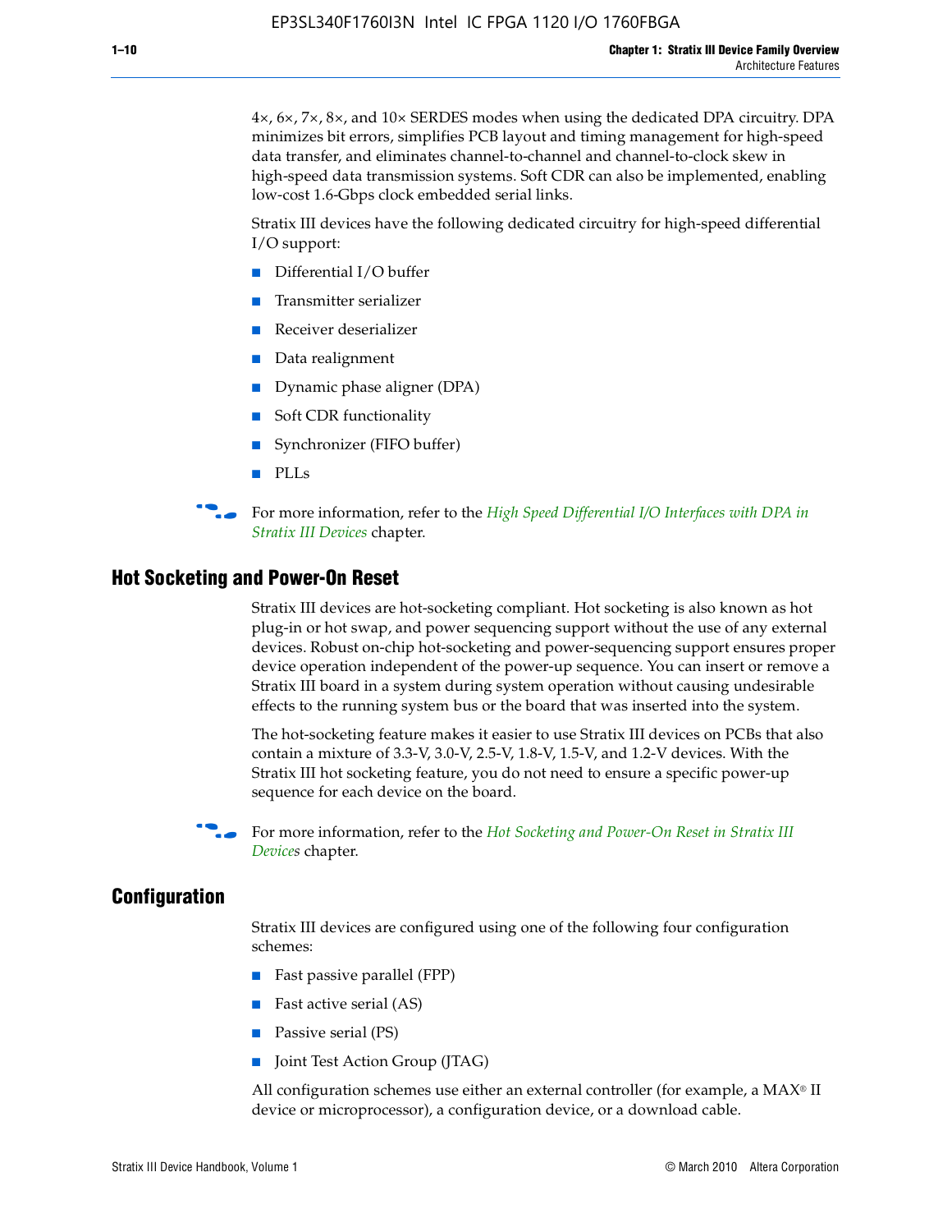4×, 6×, 7×, 8×, and 10× SERDES modes when using the dedicated DPA circuitry. DPA minimizes bit errors, simplifies PCB layout and timing management for high-speed data transfer, and eliminates channel-to-channel and channel-to-clock skew in high-speed data transmission systems. Soft CDR can also be implemented, enabling low-cost 1.6-Gbps clock embedded serial links.

Stratix III devices have the following dedicated circuitry for high-speed differential I/O support:

- Differential I/O buffer
- Transmitter serializer
- Receiver deserializer
- Data realignment
- Dynamic phase aligner (DPA)
- Soft CDR functionality
- Synchronizer (FIFO buffer)
- PLLs

For more information, refer to the *High Speed Differential I/O Interfaces with DPA in Stratix III Devices* chapter.

## Hot Socketing and Power-On Reset

Stratix III devices are hot-socketing compliant. Hot socketing is also known as hot plug-in or hot swap, and power sequencing support without the use of any external devices. Robust on-chip hot-socketing and power-sequencing support ensures proper device operation independent of the power-up sequence. You can insert or remove a Stratix III board in a system during system operation without causing undesirable effects to the running system bus or the board that was inserted into the system.

The hot-socketing feature makes it easier to use Stratix III devices on PCBs that also contain a mixture of 3.3-V, 3.0-V, 2.5-V, 1.8-V, 1.5-V, and 1.2-V devices. With the Stratix III hot socketing feature, you do not need to ensure a specific power-up sequence for each device on the board.

For more information, refer to the *Hot Socketing and Power-On Reset in Stratix III Devices* chapter.

## Configuration

Stratix III devices are configured using one of the following four configuration schemes:

- Fast passive parallel (FPP)
- Fast active serial (AS)
- Passive serial (PS)
- Joint Test Action Group (JTAG)

All configuration schemes use either an external controller (for example, a MAX® II device or microprocessor), a configuration device, or a download cable.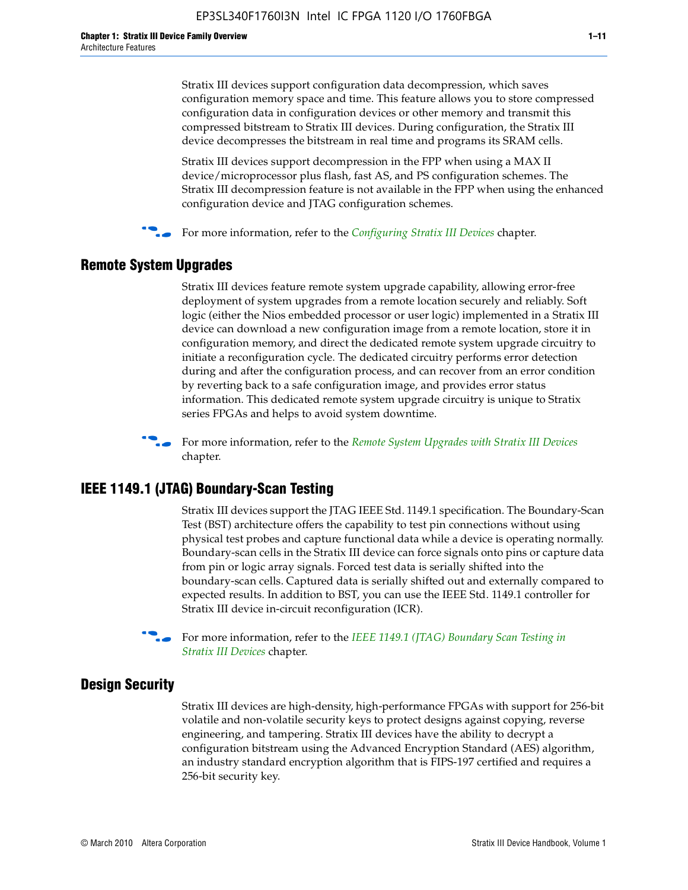Stratix III devices support configuration data decompression, which saves configuration memory space and time. This feature allows you to store compressed configuration data in configuration devices or other memory and transmit this compressed bitstream to Stratix III devices. During configuration, the Stratix III device decompresses the bitstream in real time and programs its SRAM cells.

Stratix III devices support decompression in the FPP when using a MAX II device/microprocessor plus flash, fast AS, and PS configuration schemes. The Stratix III decompression feature is not available in the FPP when using the enhanced configuration device and JTAG configuration schemes.

For more information, refer to the *Configuring Stratix III Devices* chapter.

## Remote System Upgrades

Stratix III devices feature remote system upgrade capability, allowing error-free deployment of system upgrades from a remote location securely and reliably. Soft logic (either the Nios embedded processor or user logic) implemented in a Stratix III device can download a new configuration image from a remote location, store it in configuration memory, and direct the dedicated remote system upgrade circuitry to initiate a reconfiguration cycle. The dedicated circuitry performs error detection during and after the configuration process, and can recover from an error condition by reverting back to a safe configuration image, and provides error status information. This dedicated remote system upgrade circuitry is unique to Stratix series FPGAs and helps to avoid system downtime.

For more information, refer to the *Remote System Upgrades with Stratix III Devices* chapter.

## IEEE 1149.1 (JTAG) Boundary-Scan Testing

Stratix III devices support the JTAG IEEE Std. 1149.1 specification. The Boundary-Scan Test (BST) architecture offers the capability to test pin connections without using physical test probes and capture functional data while a device is operating normally. Boundary-scan cells in the Stratix III device can force signals onto pins or capture data from pin or logic array signals. Forced test data is serially shifted into the boundary-scan cells. Captured data is serially shifted out and externally compared to expected results. In addition to BST, you can use the IEEE Std. 1149.1 controller for Stratix III device in-circuit reconfiguration (ICR).

For more information, refer to the *IEEE 1149.1 (JTAG) Boundary Scan Testing in Stratix III Devices* chapter.

## Design Security

Stratix III devices are high-density, high-performance FPGAs with support for 256-bit volatile and non-volatile security keys to protect designs against copying, reverse engineering, and tampering. Stratix III devices have the ability to decrypt a configuration bitstream using the Advanced Encryption Standard (AES) algorithm, an industry standard encryption algorithm that is FIPS-197 certified and requires a 256-bit security key.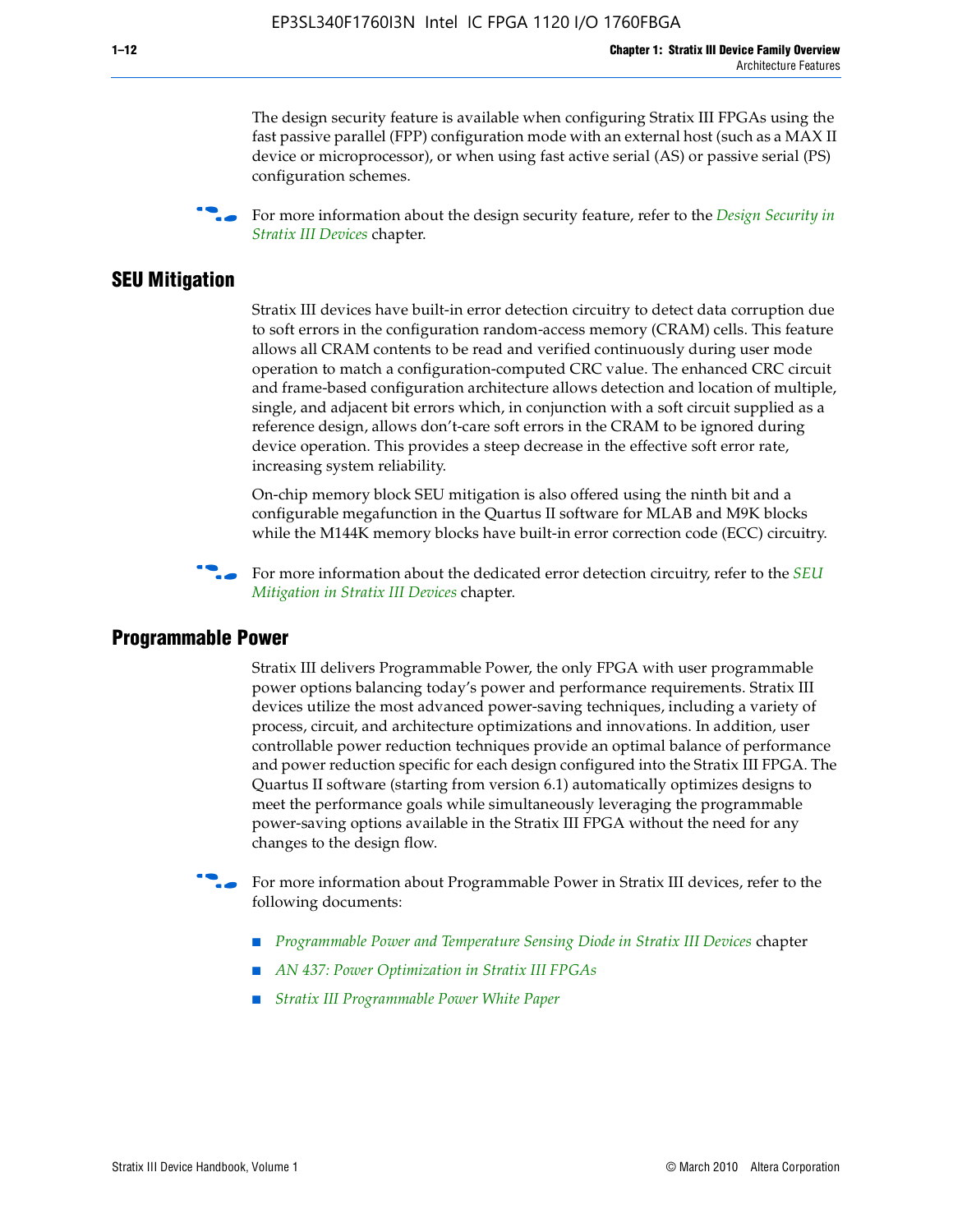The design security feature is available when configuring Stratix III FPGAs using the fast passive parallel (FPP) configuration mode with an external host (such as a MAX II device or microprocessor), or when using fast active serial (AS) or passive serial (PS) configuration schemes.

For more information about the design security feature, refer to the *Design Security in Stratix III Devices* chapter.

## SEU Mitigation

Stratix III devices have built-in error detection circuitry to detect data corruption due to soft errors in the configuration random-access memory (CRAM) cells. This feature allows all CRAM contents to be read and verified continuously during user mode operation to match a configuration-computed CRC value. The enhanced CRC circuit and frame-based configuration architecture allows detection and location of multiple, single, and adjacent bit errors which, in conjunction with a soft circuit supplied as a reference design, allows don't-care soft errors in the CRAM to be ignored during device operation. This provides a steep decrease in the effective soft error rate, increasing system reliability.

On-chip memory block SEU mitigation is also offered using the ninth bit and a configurable megafunction in the Quartus II software for MLAB and M9K blocks while the M144K memory blocks have built-in error correction code (ECC) circuitry.

For more information about the dedicated error detection circuitry, refer to the *SEU Mitigation in Stratix III Devices* chapter.

## Programmable Power

Stratix III delivers Programmable Power, the only FPGA with user programmable power options balancing today's power and performance requirements. Stratix III devices utilize the most advanced power-saving techniques, including a variety of process, circuit, and architecture optimizations and innovations. In addition, user controllable power reduction techniques provide an optimal balance of performance and power reduction specific for each design configured into the Stratix III FPGA. The Quartus II software (starting from version 6.1) automatically optimizes designs to meet the performance goals while simultaneously leveraging the programmable power-saving options available in the Stratix III FPGA without the need for any changes to the design flow.

For more information about Programmable Power in Stratix III devices, refer to the following documents:

- *Programmable Power and Temperature Sensing Diode in Stratix III Devices* chapter
- *AN 437: Power Optimization in Stratix III FPGAs*
- *Stratix III Programmable Power White Paper*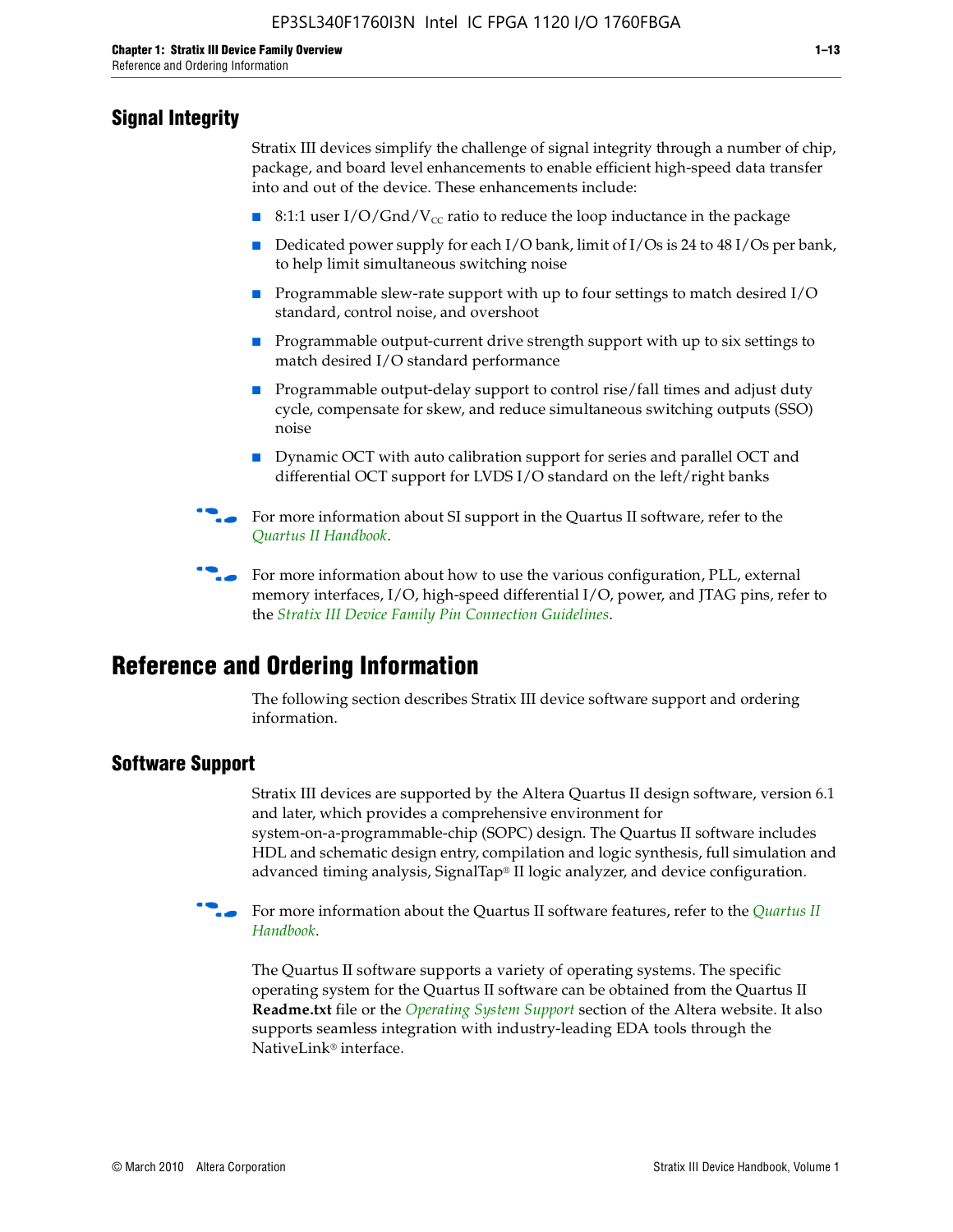## Signal Integrity

Stratix III devices simplify the challenge of signal integrity through a number of chip, package, and board level enhancements to enable efficient high-speed data transfer into and out of the device. These enhancements include:

- 8:1:1 user I/O/Gnd/$V_{CC}$ ratio to reduce the loop inductance in the package
- Dedicated power supply for each I/O bank, limit of I/Os is 24 to 48 I/Os per bank, to help limit simultaneous switching noise
- Programmable slew-rate support with up to four settings to match desired I/O standard, control noise, and overshoot
- Programmable output-current drive strength support with up to six settings to match desired I/O standard performance
- Programmable output-delay support to control rise/fall times and adjust duty cycle, compensate for skew, and reduce simultaneous switching outputs (SSO) noise
- Dynamic OCT with auto calibration support for series and parallel OCT and differential OCT support for LVDS I/O standard on the left/right banks

For more information about SI support in the Quartus II software, refer to the *Quartus II Handbook*.

For more information about how to use the various configuration, PLL, external memory interfaces, I/O, high-speed differential I/O, power, and JTAG pins, refer to the *Stratix III Device Family Pin Connection Guidelines*.

# Reference and Ordering Information

The following section describes Stratix III device software support and ordering information.

## Software Support

Stratix III devices are supported by the Altera Quartus II design software, version 6.1 and later, which provides a comprehensive environment for system-on-a-programmable-chip (SOPC) design. The Quartus II software includes HDL and schematic design entry, compilation and logic synthesis, full simulation and advanced timing analysis, SignalTap® II logic analyzer, and device configuration.

For more information about the Quartus II software features, refer to the *Quartus II Handbook*.

The Quartus II software supports a variety of operating systems. The specific operating system for the Quartus II software can be obtained from the Quartus II **Readme.txt** file or the *Operating System Support* section of the Altera website. It also supports seamless integration with industry-leading EDA tools through the NativeLink® interface.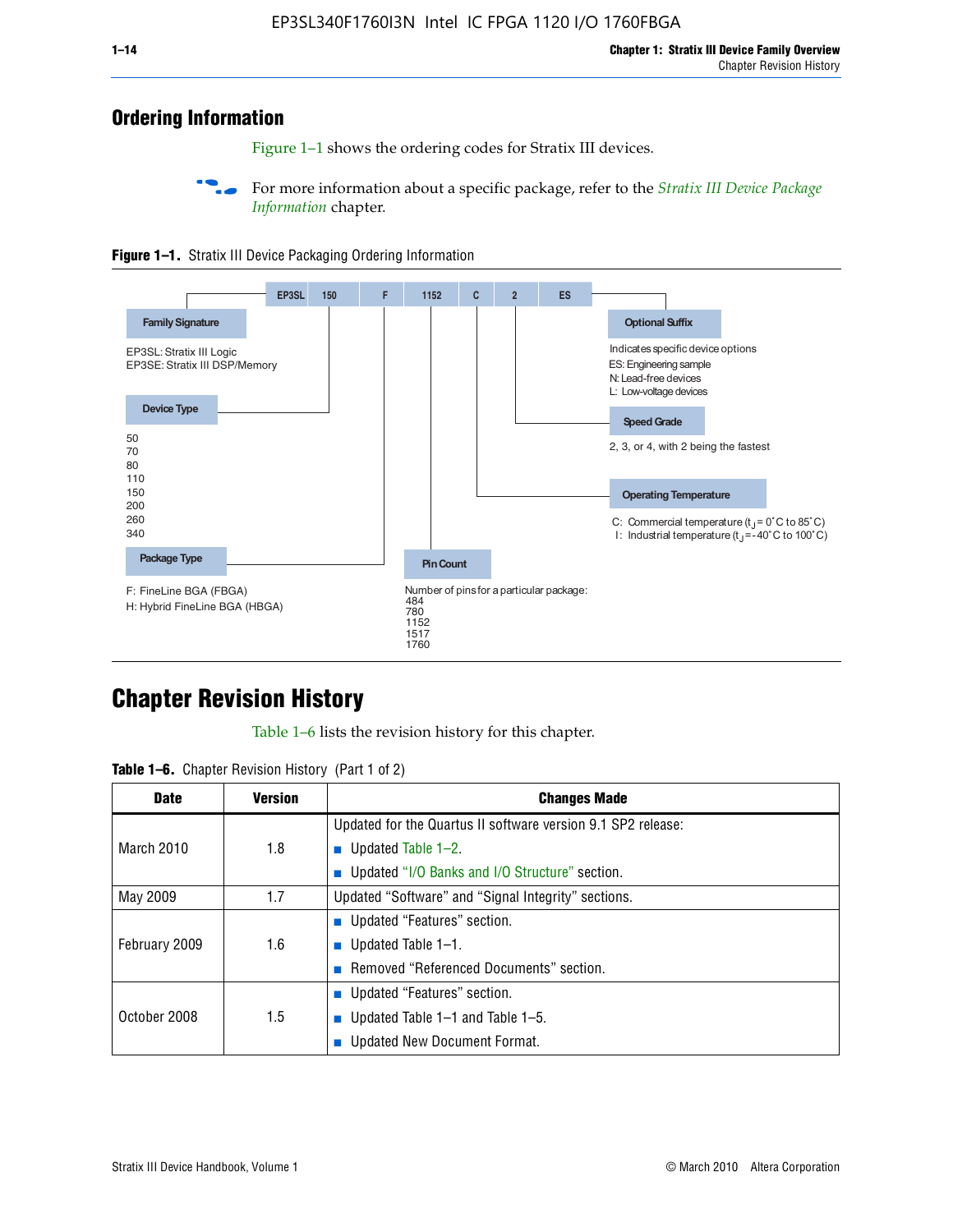## Ordering Information

Figure 1–1 shows the ordering codes for Stratix III devices.

For more information about a specific package, refer to the *Stratix III Device Package Information* chapter.

**Figure 1–1.** Stratix III Device Packaging Ordering Information

EP3SL 150 F 1152 C 2 ES

**Family Signature**

EP3SL: Stratix III Logic
EP3SE: Stratix III DSP/Memory

**Device Type**

50
70
80
110
150
200
260
340

**Package Type**

F: FineLine BGA (FBGA)
H: Hybrid FineLine BGA (HBGA)

**Pin Count**

Number of pins for a particular package:
484
780
1152
1517
1760

**Operating Temperature**

C: Commercial temperature ($t_J$ = 0˚C to 85˚C)
I: Industrial temperature ($t_J$ = -40˚C to 100˚C)

**Speed Grade**

2, 3, or 4, with 2 being the fastest

**Optional Suffix**

Indicates specific device options
ES: Engineering sample
N: Lead-free devices
L: Low-voltage devices

## Chapter Revision History

Table 1–6 lists the revision history for this chapter.

**Table 1–6.** Chapter Revision History (Part 1 of 2)

| Date | Version | Changes Made |
|---|---|---|
| March 2010 | 1.8 | Updated for the Quartus II software version 9.1 SP2 release:<br>■ Updated Table 1–2.<br>■ Updated "I/O Banks and I/O Structure" section. |
| May 2009 | 1.7 | Updated "Software" and "Signal Integrity" sections. |
| February 2009 | 1.6 | ■ Updated "Features" section.<br>■ Updated Table 1–1.<br>■ Removed "Referenced Documents" section. |
| October 2008 | 1.5 | ■ Updated "Features" section.<br>■ Updated Table 1–1 and Table 1–5.<br>■ Updated New Document Format. |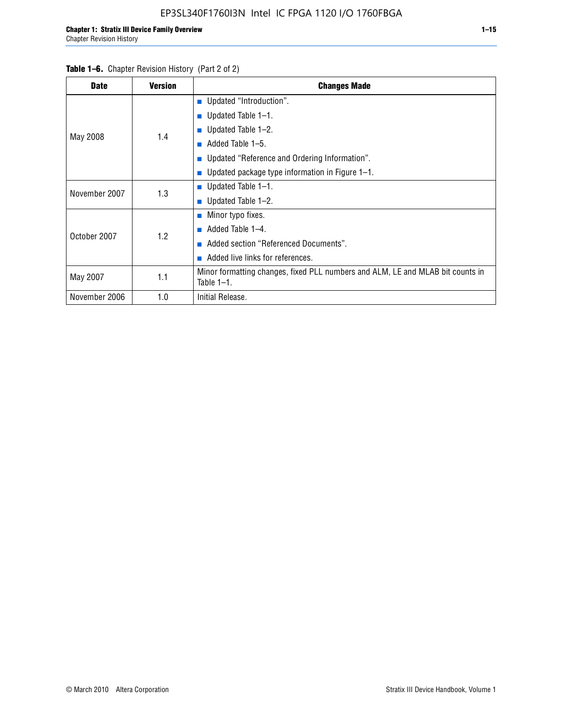**Table 1–6.** Chapter Revision History (Part 2 of 2)

| Date | Version | Changes Made |
|---|---|---|
| May 2008 | 1.4 | ■ Updated "Introduction".<br>■ Updated Table 1–1.<br>■ Updated Table 1–2.<br>■ Added Table 1–5.<br>■ Updated "Reference and Ordering Information".<br>■ Updated package type information in Figure 1–1. |
| November 2007 | 1.3 | ■ Updated Table 1–1.<br>■ Updated Table 1–2. |
| October 2007 | 1.2 | ■ Minor typo fixes.<br>■ Added Table 1–4.<br>■ Added section "Referenced Documents".<br>■ Added live links for references. |
| May 2007 | 1.1 | Minor formatting changes, fixed PLL numbers and ALM, LE and MLAB bit counts in Table 1–1. |
| November 2006 | 1.0 | Initial Release. |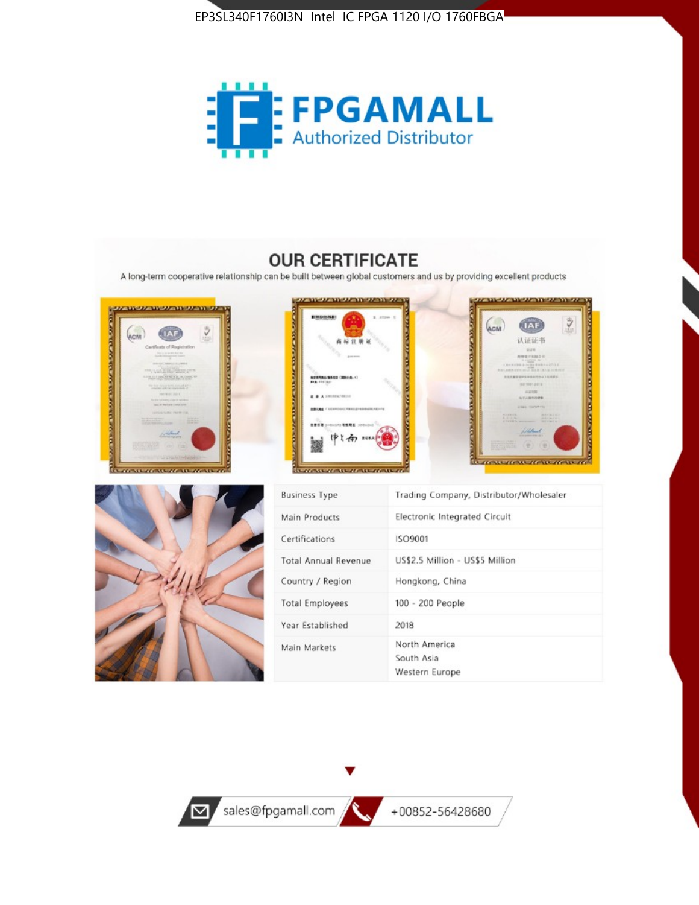FPGAMALL
Authorized Distributor

## OUR CERTIFICATE

A long-term cooperative relationship can be built between global customers and us by providing excellent products

| | |
|---|---|
| Business Type | Trading Company, Distributor/Wholesaler |
| Main Products | Electronic Integrated Circuit |
| Certifications | ISO9001 |
| Total Annual Revenue | US$2.5 Million - US$5 Million |
| Country / Region | Hongkong, China |
| Total Employees | 100 - 200 People |
| Year Established | 2018 |
| Main Markets | North America<br>South Asia<br>Western Europe |

sales@fpgamall.com

+00852-56428680